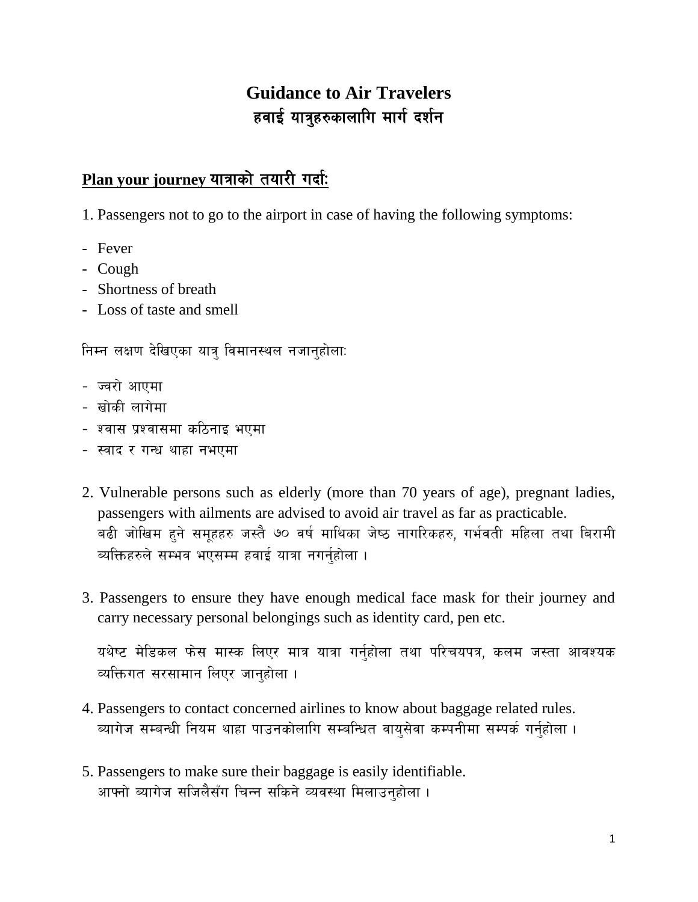# Guidance to Air Travelers
# हवाई यात्रुहरुकालागि मार्ग दर्शन

## Plan your journey यात्राको तयारी गर्दा:

1. Passengers not to go to the airport in case of having the following symptoms:

- Fever
- Cough
- Shortness of breath
- Loss of taste and smell

निम्न लक्षण देखिएका यात्रु विमानस्थल नजानुहोलाः

- ज्वरो आएमा
- खोकी लागेमा
- श्वास प्रश्वासमा कठिनाइ भएमा
- स्वाद र गन्ध थाहा नभएमा

2. Vulnerable persons such as elderly (more than 70 years of age), pregnant ladies, passengers with ailments are advised to avoid air travel as far as practicable.
   बढी जोखिम हुने समूहहरु जस्तै ७० वर्ष माथिका जेष्ठ नागरिकहरु, गर्भवती महिला तथा बिरामी व्यक्तिहरुले सम्भव भएसम्म हवाई यात्रा नगर्नुहोला ।

3. Passengers to ensure they have enough medical face mask for their journey and carry necessary personal belongings such as identity card, pen etc.

   यथेष्ट मेडिकल फेस मास्क लिएर मात्र यात्रा गर्नुहोला तथा परिचयपत्र, कलम जस्ता आवश्यक व्यक्तिगत सरसामान लिएर जानुहोला ।

4. Passengers to contact concerned airlines to know about baggage related rules.
   ब्यागेज सम्बन्धी नियम थाहा पाउनकोलागि सम्बन्धित वायुसेवा कम्पनीमा सम्पर्क गर्नुहोला ।

5. Passengers to make sure their baggage is easily identifiable.
   आफ्नो ब्यागेज सजिलैसँग चिन्न सकिने व्यवस्था मिलाउनुहोला ।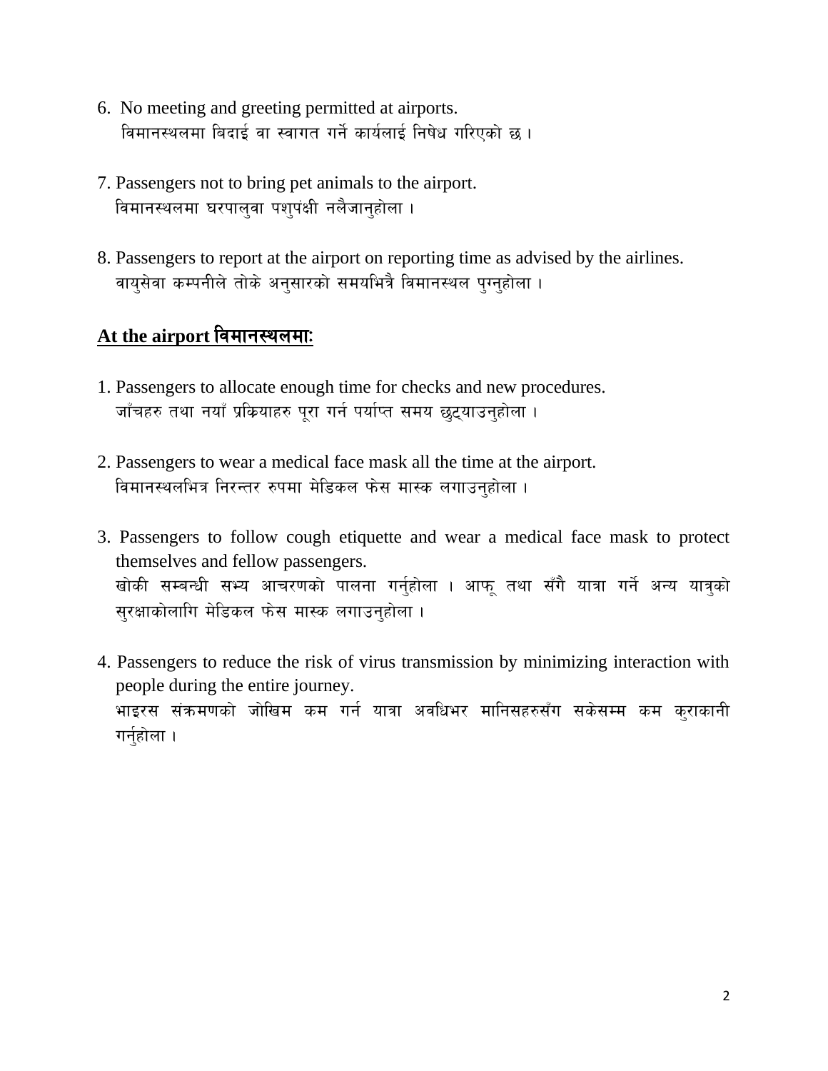6. No meeting and greeting permitted at airports.
   विमानस्थलमा बिदाई वा स्वागत गर्ने कार्यलाई निषेध गरिएको छ ।

7. Passengers not to bring pet animals to the airport.
   विमानस्थलमा घरपालुवा पशुपंक्षी नलैजानुहोला ।

8. Passengers to report at the airport on reporting time as advised by the airlines.
   वायुसेवा कम्पनीले तोके अनुसारको समयभित्रै विमानस्थल पुग्नुहोला ।

**<u>At the airport विमानस्थलमा:</u>**

1. Passengers to allocate enough time for checks and new procedures.
   जाँचहरु तथा नयाँ प्रक्रियाहरु पूरा गर्न पर्याप्त समय छुट्याउनुहोला ।

2. Passengers to wear a medical face mask all the time at the airport.
   विमानस्थलभित्र निरन्तर रुपमा मेडिकल फेस मास्क लगाउनुहोला ।

3. Passengers to follow cough etiquette and wear a medical face mask to protect themselves and fellow passengers.
   खोकी सम्बन्धी सभ्य आचरणको पालना गर्नुहोला । आफू तथा सँगै यात्रा गर्ने अन्य यात्रुको सुरक्षाकोलागि मेडिकल फेस मास्क लगाउनुहोला ।

4. Passengers to reduce the risk of virus transmission by minimizing interaction with people during the entire journey.
   भाइरस संक्रमणको जोखिम कम गर्न यात्रा अवधिभर मानिसहरुसँग सकेसम्म कम कुराकानी गर्नुहोला ।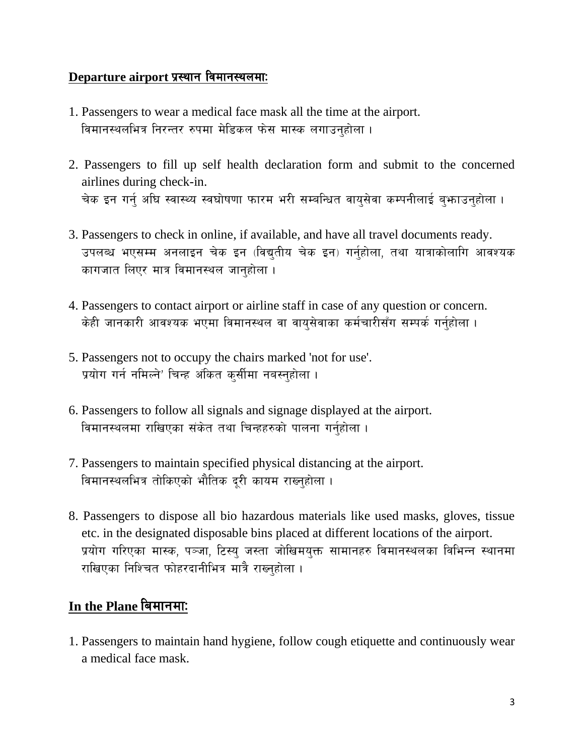## **Departure airport प्रस्थान विमानस्थलमाः**

1. Passengers to wear a medical face mask all the time at the airport.
   विमानस्थलभित्र निरन्तर रुपमा मेडिकल फेस मास्क लगाउनुहोला ।

2. Passengers to fill up self health declaration form and submit to the concerned airlines during check-in.
   चेक इन गर्नु अघि स्वास्थ्य स्वघोषणा फारम भरी सम्बन्धित वायुसेवा कम्पनीलाई बुझाउनुहोला ।

3. Passengers to check in online, if available, and have all travel documents ready.
   उपलब्ध भएसम्म अनलाइन चेक इन (विद्युतीय चेक इन) गर्नुहोला, तथा यात्राकोलागि आवश्यक कागजात लिएर मात्र विमानस्थल जानुहोला ।

4. Passengers to contact airport or airline staff in case of any question or concern.
   केही जानकारी आवश्यक भएमा विमानस्थल वा वायुसेवाका कर्मचारीसँग सम्पर्क गर्नुहोला ।

5. Passengers not to occupy the chairs marked 'not for use'.
   प्रयोग गर्न नमिल्ने' चिन्ह अंकित कुर्सीमा नबस्नुहोला ।

6. Passengers to follow all signals and signage displayed at the airport.
   विमानस्थलमा राखिएका संकेत तथा चिन्हहरुको पालना गर्नुहोला ।

7. Passengers to maintain specified physical distancing at the airport.
   विमानस्थलभित्र तोकिएको भौतिक दूरी कायम राख्नुहोला ।

8. Passengers to dispose all bio hazardous materials like used masks, gloves, tissue etc. in the designated disposable bins placed at different locations of the airport.
   प्रयोग गरिएका मास्क, पञ्जा, टिस्यु जस्ता जोखिमयुक्त सामानहरु विमानस्थलका विभिन्न स्थानमा राखिएका निश्चित फोहरदानीभित्र मात्रै राख्नुहोला ।

## **In the Plane बिमानमाः**

1. Passengers to maintain hand hygiene, follow cough etiquette and continuously wear a medical face mask.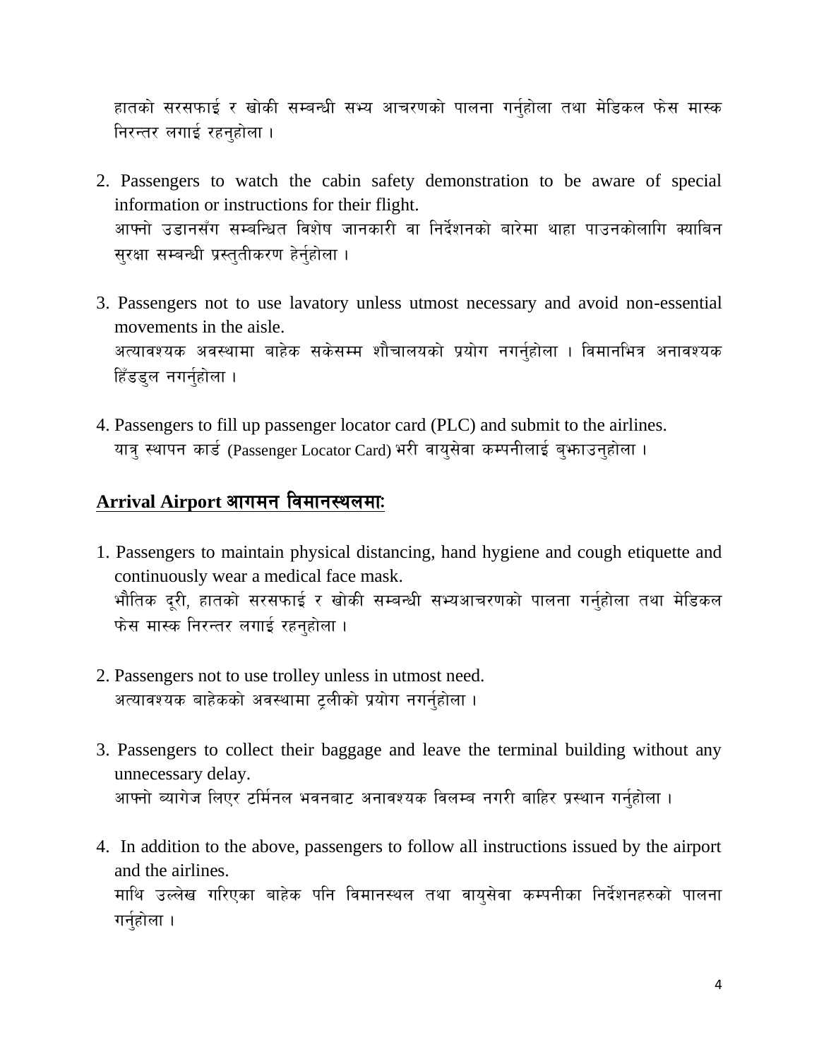हातको सरसफाई र खोकी सम्बन्धी सभ्य आचरणको पालना गर्नुहोला तथा मेडिकल फेस मास्क निरन्तर लगाई रहनुहोला ।

2. Passengers to watch the cabin safety demonstration to be aware of special information or instructions for their flight.
   आफ्नो उडानसँग सम्बन्धित विशेष जानकारी वा निर्देशनको बारेमा थाहा पाउनकोलागि क्याबिन सुरक्षा सम्बन्धी प्रस्तुतीकरण हेर्नुहोला ।

3. Passengers not to use lavatory unless utmost necessary and avoid non-essential movements in the aisle.
   अत्यावश्यक अवस्थामा बाहेक सकेसम्म शौचालयको प्रयोग नगर्नुहोला । विमानभित्र अनावश्यक हिँडडुल नगर्नुहोला ।

4. Passengers to fill up passenger locator card (PLC) and submit to the airlines.
   यात्रु स्थापन कार्ड (Passenger Locator Card) भरी वायुसेवा कम्पनीलाई बुझाउनुहोला ।

## Arrival Airport आगमन विमानस्थलमाः

1. Passengers to maintain physical distancing, hand hygiene and cough etiquette and continuously wear a medical face mask.
   भौतिक दूरी, हातको सरसफाई र खोकी सम्बन्धी सभ्यआचरणको पालना गर्नुहोला तथा मेडिकल फेस मास्क निरन्तर लगाई रहनुहोला ।

2. Passengers not to use trolley unless in utmost need.
   अत्यावश्यक बाहेकको अवस्थामा ट्रलीको प्रयोग नगर्नुहोला ।

3. Passengers to collect their baggage and leave the terminal building without any unnecessary delay.
   आफ्नो ब्यागेज लिएर टर्मिनल भवनबाट अनावश्यक विलम्ब नगरी बाहिर प्रस्थान गर्नुहोला ।

4. In addition to the above, passengers to follow all instructions issued by the airport and the airlines.
   माथि उल्लेख गरिएका बाहेक पनि विमानस्थल तथा वायुसेवा कम्पनीका निर्देशनहरुको पालना गर्नुहोला ।